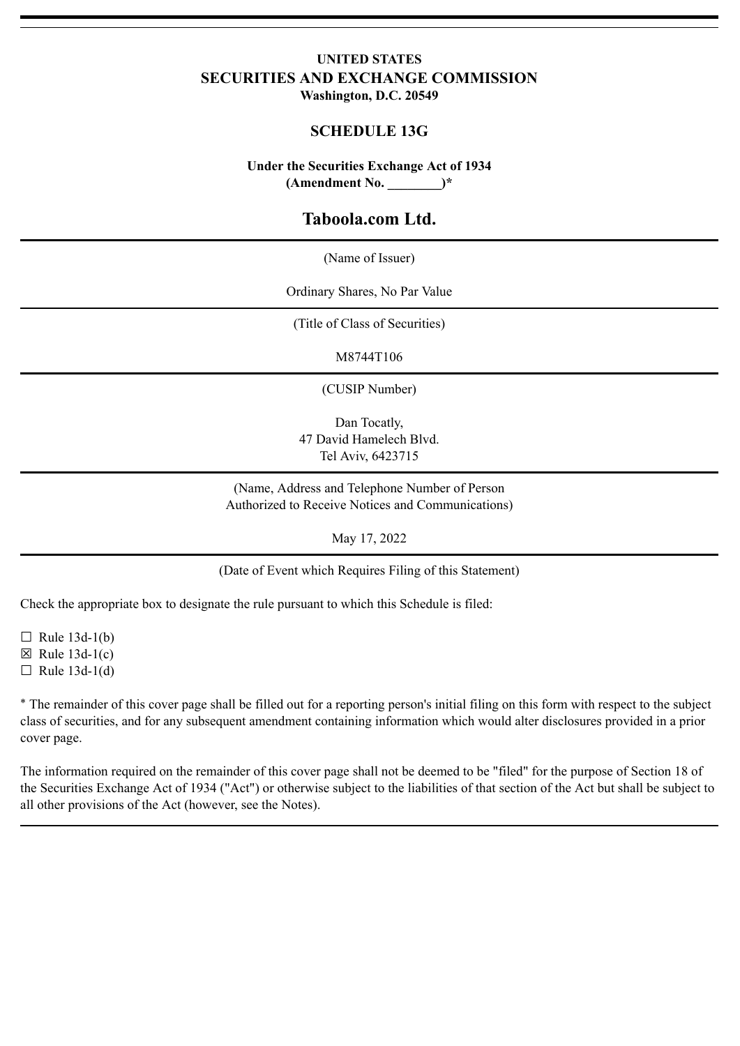**UNITED STATES**
**SECURITIES AND EXCHANGE COMMISSION**
**Washington, D.C. 20549**

## SCHEDULE 13G

**Under the Securities Exchange Act of 1934**
**(Amendment No. ________)***

## Taboola.com Ltd.

(Name of Issuer)

Ordinary Shares, No Par Value

(Title of Class of Securities)

M8744T106

(CUSIP Number)

Dan Tocatly,
47 David Hamelech Blvd.
Tel Aviv, 6423715

(Name, Address and Telephone Number of Person Authorized to Receive Notices and Communications)

May 17, 2022

(Date of Event which Requires Filing of this Statement)

Check the appropriate box to designate the rule pursuant to which this Schedule is filed:

☐ Rule 13d-1(b)
☒ Rule 13d-1(c)
☐ Rule 13d-1(d)

* The remainder of this cover page shall be filled out for a reporting person's initial filing on this form with respect to the subject class of securities, and for any subsequent amendment containing information which would alter disclosures provided in a prior cover page.

The information required on the remainder of this cover page shall not be deemed to be "filed" for the purpose of Section 18 of the Securities Exchange Act of 1934 ("Act") or otherwise subject to the liabilities of that section of the Act but shall be subject to all other provisions of the Act (however, see the Notes).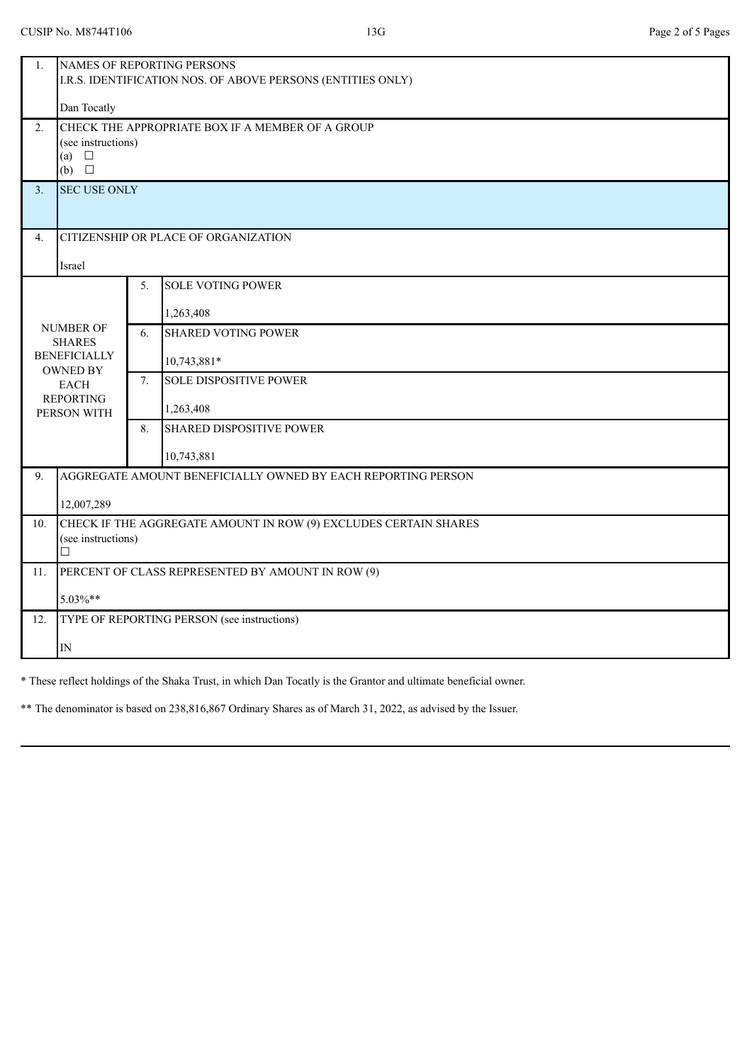CUSIP No. M8744T106 | 13G

| | | | |
|---|---|---|---|
| 1. | NAMES OF REPORTING PERSONS<br>I.R.S. IDENTIFICATION NOS. OF ABOVE PERSONS (ENTITIES ONLY)<br><br>Dan Tocatly | | |
| 2. | CHECK THE APPROPRIATE BOX IF A MEMBER OF A GROUP<br>(see instructions)<br>(a) ☐<br>(b) ☐ | | |
| 3. | SEC USE ONLY | | |
| 4. | CITIZENSHIP OR PLACE OF ORGANIZATION<br><br>Israel | | |
| NUMBER OF SHARES BENEFICIALLY OWNED BY EACH REPORTING PERSON WITH | 5. | SOLE VOTING POWER<br><br>1,263,408 | |
| | 6. | SHARED VOTING POWER<br><br>10,743,881* | |
| | 7. | SOLE DISPOSITIVE POWER<br><br>1,263,408 | |
| | 8. | SHARED DISPOSITIVE POWER<br><br>10,743,881 | |
| 9. | AGGREGATE AMOUNT BENEFICIALLY OWNED BY EACH REPORTING PERSON<br><br>12,007,289 | | |
| 10. | CHECK IF THE AGGREGATE AMOUNT IN ROW (9) EXCLUDES CERTAIN SHARES<br>(see instructions)<br>☐ | | |
| 11. | PERCENT OF CLASS REPRESENTED BY AMOUNT IN ROW (9)<br><br>5.03%** | | |
| 12. | TYPE OF REPORTING PERSON (see instructions)<br><br>IN | | |

* These reflect holdings of the Shaka Trust, in which Dan Tocatly is the Grantor and ultimate beneficial owner.

** The denominator is based on 238,816,867 Ordinary Shares as of March 31, 2022, as advised by the Issuer.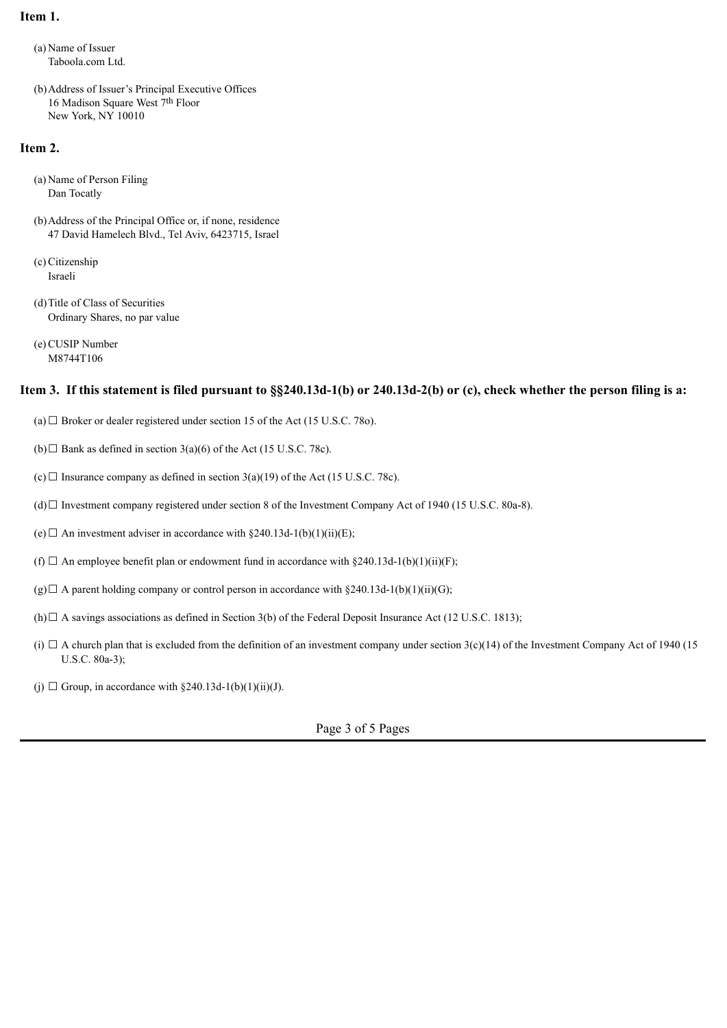**Item 1.**

(a) Name of Issuer
Taboola.com Ltd.

(b) Address of Issuer's Principal Executive Offices
16 Madison Square West 7th Floor
New York, NY 10010

**Item 2.**

(a) Name of Person Filing
Dan Tocatly

(b) Address of the Principal Office or, if none, residence
47 David Hamelech Blvd., Tel Aviv, 6423715, Israel

(c) Citizenship
Israeli

(d) Title of Class of Securities
Ordinary Shares, no par value

(e) CUSIP Number
M8744T106

**Item 3. If this statement is filed pursuant to §§240.13d-1(b) or 240.13d-2(b) or (c), check whether the person filing is a:**

(a) ☐ Broker or dealer registered under section 15 of the Act (15 U.S.C. 78o).

(b) ☐ Bank as defined in section 3(a)(6) of the Act (15 U.S.C. 78c).

(c) ☐ Insurance company as defined in section 3(a)(19) of the Act (15 U.S.C. 78c).

(d) ☐ Investment company registered under section 8 of the Investment Company Act of 1940 (15 U.S.C. 80a-8).

(e) ☐ An investment adviser in accordance with §240.13d-1(b)(1)(ii)(E);

(f) ☐ An employee benefit plan or endowment fund in accordance with §240.13d-1(b)(1)(ii)(F);

(g) ☐ A parent holding company or control person in accordance with §240.13d-1(b)(1)(ii)(G);

(h) ☐ A savings associations as defined in Section 3(b) of the Federal Deposit Insurance Act (12 U.S.C. 1813);

(i) ☐ A church plan that is excluded from the definition of an investment company under section 3(c)(14) of the Investment Company Act of 1940 (15 U.S.C. 80a-3);

(j) ☐ Group, in accordance with §240.13d-1(b)(1)(ii)(J).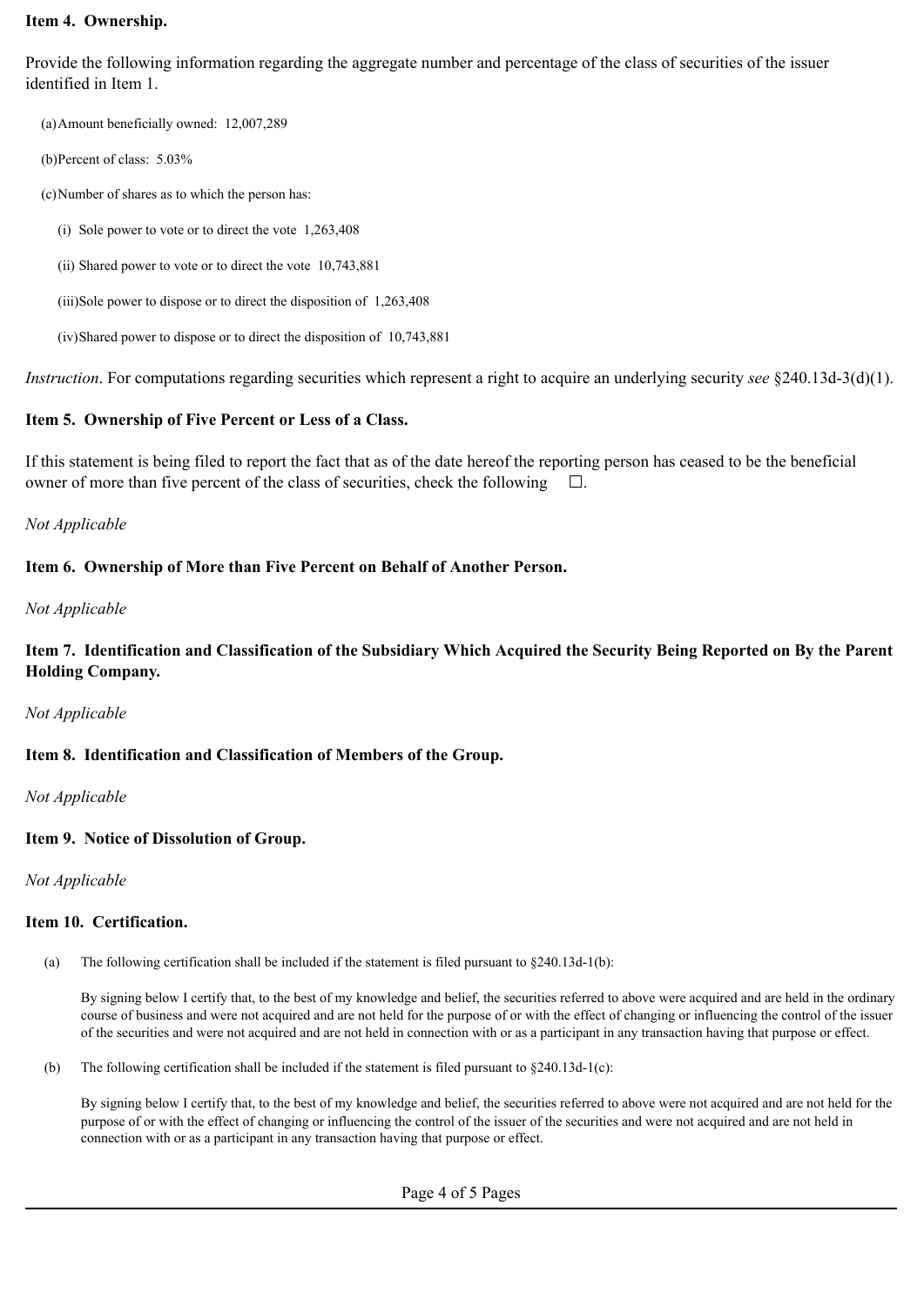**Item 4. Ownership.**

Provide the following information regarding the aggregate number and percentage of the class of securities of the issuer identified in Item 1.

(a) Amount beneficially owned: 12,007,289

(b) Percent of class: 5.03%

(c) Number of shares as to which the person has:

(i) Sole power to vote or to direct the vote 1,263,408

(ii) Shared power to vote or to direct the vote 10,743,881

(iii) Sole power to dispose or to direct the disposition of 1,263,408

(iv) Shared power to dispose or to direct the disposition of 10,743,881

*Instruction*. For computations regarding securities which represent a right to acquire an underlying security *see* §240.13d-3(d)(1).

**Item 5. Ownership of Five Percent or Less of a Class.**

If this statement is being filed to report the fact that as of the date hereof the reporting person has ceased to be the beneficial owner of more than five percent of the class of securities, check the following ☐.

*Not Applicable*

**Item 6. Ownership of More than Five Percent on Behalf of Another Person.**

*Not Applicable*

**Item 7. Identification and Classification of the Subsidiary Which Acquired the Security Being Reported on By the Parent Holding Company.**

*Not Applicable*

**Item 8. Identification and Classification of Members of the Group.**

*Not Applicable*

**Item 9. Notice of Dissolution of Group.**

*Not Applicable*

**Item 10. Certification.**

(a) The following certification shall be included if the statement is filed pursuant to §240.13d-1(b):

By signing below I certify that, to the best of my knowledge and belief, the securities referred to above were acquired and are held in the ordinary course of business and were not acquired and are not held for the purpose of or with the effect of changing or influencing the control of the issuer of the securities and were not acquired and are not held in connection with or as a participant in any transaction having that purpose or effect.

(b) The following certification shall be included if the statement is filed pursuant to §240.13d-1(c):

By signing below I certify that, to the best of my knowledge and belief, the securities referred to above were not acquired and are not held for the purpose of or with the effect of changing or influencing the control of the issuer of the securities and were not acquired and are not held in connection with or as a participant in any transaction having that purpose or effect.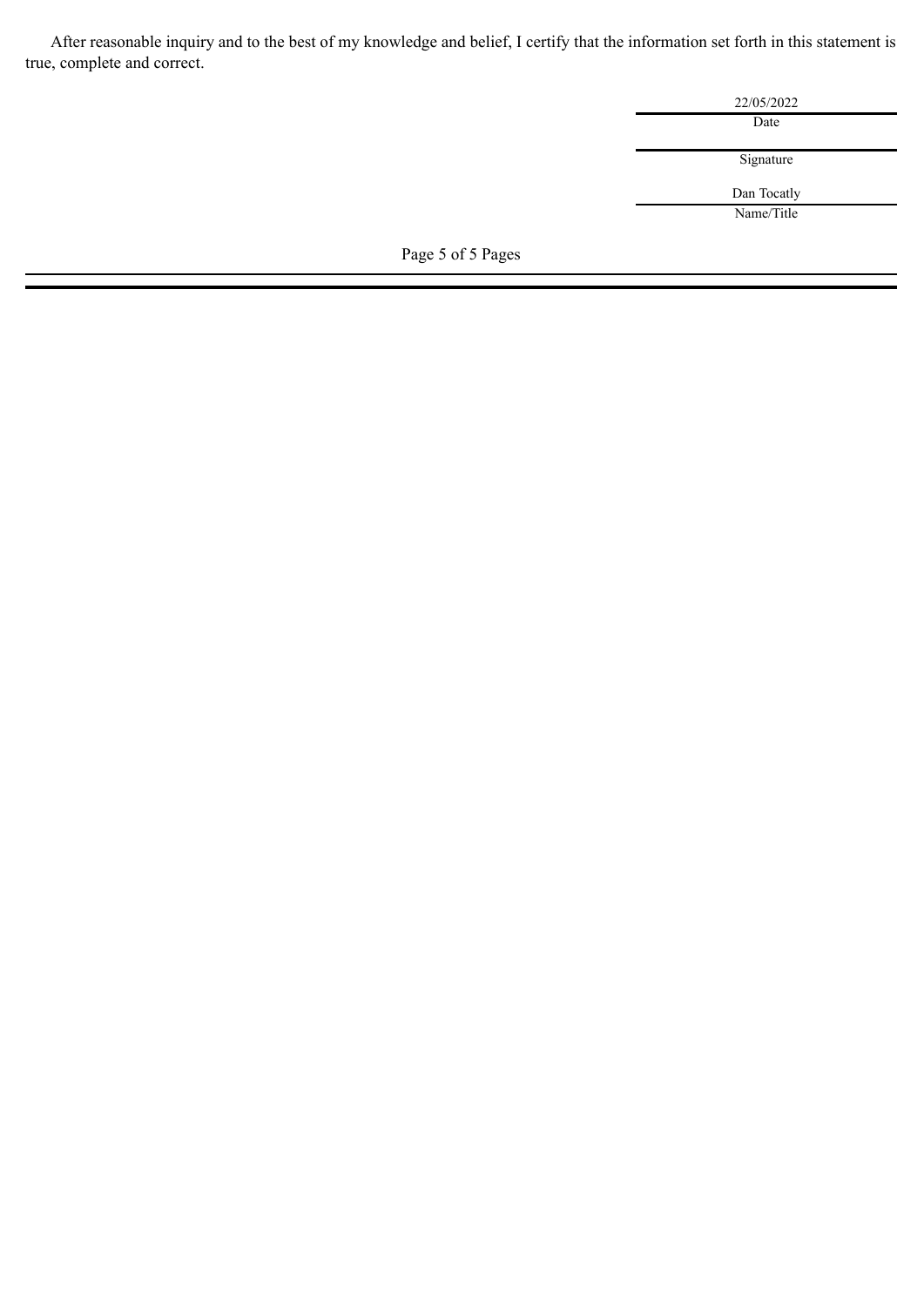After reasonable inquiry and to the best of my knowledge and belief, I certify that the information set forth in this statement is true, complete and correct.

22/05/2022

Date

Signature

Dan Tocatly

Name/Title